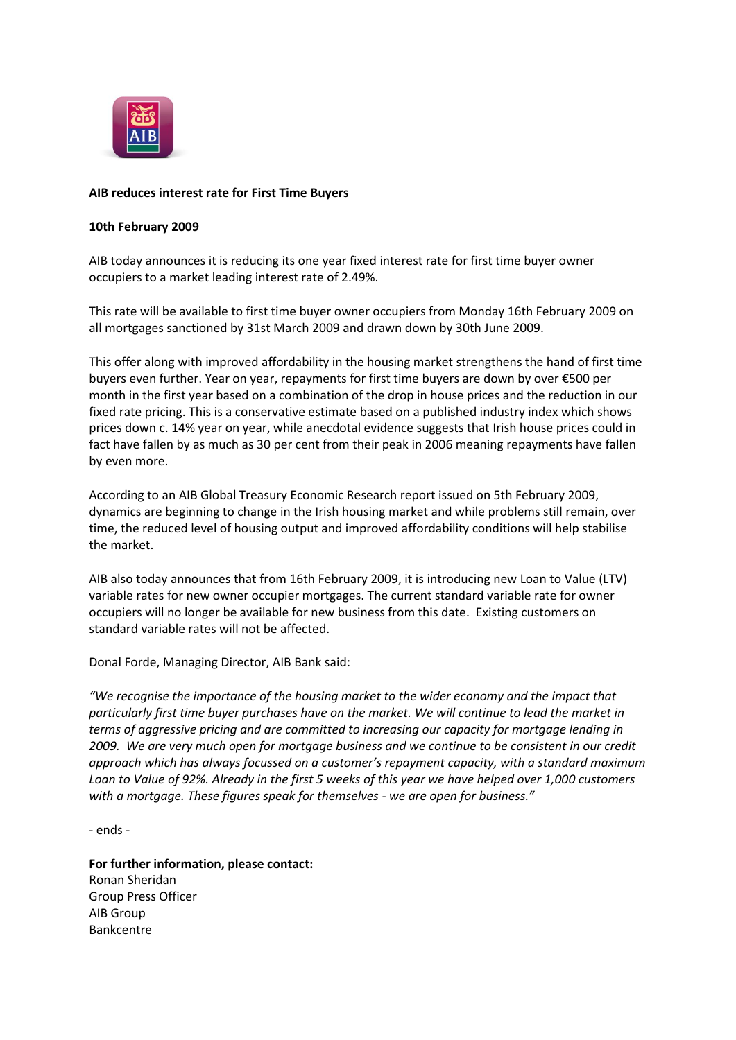**AIB reduces interest rate for First Time Buyers**

**10th February 2009**

AIB today announces it is reducing its one year fixed interest rate for first time buyer owner occupiers to a market leading interest rate of 2.49%.

This rate will be available to first time buyer owner occupiers from Monday 16th February 2009 on all mortgages sanctioned by 31st March 2009 and drawn down by 30th June 2009.

This offer along with improved affordability in the housing market strengthens the hand of first time buyers even further. Year on year, repayments for first time buyers are down by over €500 per month in the first year based on a combination of the drop in house prices and the reduction in our fixed rate pricing. This is a conservative estimate based on a published industry index which shows prices down c. 14% year on year, while anecdotal evidence suggests that Irish house prices could in fact have fallen by as much as 30 per cent from their peak in 2006 meaning repayments have fallen by even more.

According to an AIB Global Treasury Economic Research report issued on 5th February 2009, dynamics are beginning to change in the Irish housing market and while problems still remain, over time, the reduced level of housing output and improved affordability conditions will help stabilise the market.

AIB also today announces that from 16th February 2009, it is introducing new Loan to Value (LTV) variable rates for new owner occupier mortgages. The current standard variable rate for owner occupiers will no longer be available for new business from this date. Existing customers on standard variable rates will not be affected.

Donal Forde, Managing Director, AIB Bank said:

*"We recognise the importance of the housing market to the wider economy and the impact that particularly first time buyer purchases have on the market. We will continue to lead the market in terms of aggressive pricing and are committed to increasing our capacity for mortgage lending in 2009. We are very much open for mortgage business and we continue to be consistent in our credit approach which has always focussed on a customer's repayment capacity, with a standard maximum Loan to Value of 92%. Already in the first 5 weeks of this year we have helped over 1,000 customers with a mortgage. These figures speak for themselves - we are open for business."*

- ends -

**For further information, please contact:**
Ronan Sheridan
Group Press Officer
AIB Group
Bankcentre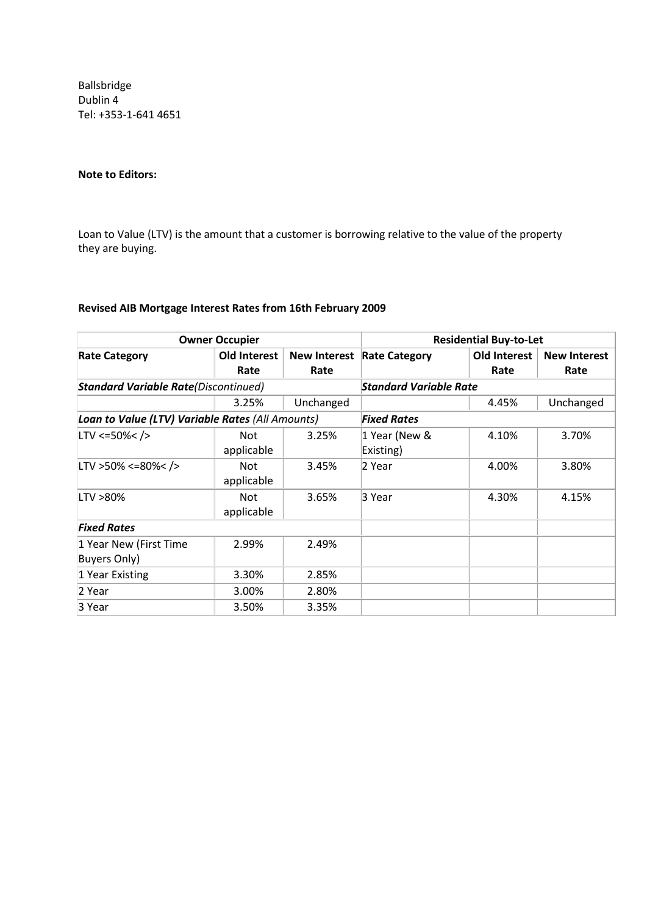Ballsbridge
Dublin 4
Tel: +353-1-641 4651

**Note to Editors:**

Loan to Value (LTV) is the amount that a customer is borrowing relative to the value of the property they are buying.

**Revised AIB Mortgage Interest Rates from 16th February 2009**

| Owner Occupier | | | Residential Buy-to-Let | | |
|---|---|---|---|---|---|
| **Rate Category** | **Old Interest Rate** | **New Interest Rate** | **Rate Category** | **Old Interest Rate** | **New Interest Rate** |
| ***Standard Variable Rate****(Discontinued)* | | | ***Standard Variable Rate*** | | |
| | 3.25% | Unchanged | | 4.45% | Unchanged |
| ***Loan to Value (LTV) Variable Rates*** *(All Amounts)* | | | ***Fixed Rates*** | | |
| LTV <=50%< /> | Not applicable | 3.25% | 1 Year (New & Existing) | 4.10% | 3.70% |
| LTV >50% <=80%< /> | Not applicable | 3.45% | 2 Year | 4.00% | 3.80% |
| LTV >80% | Not applicable | 3.65% | 3 Year | 4.30% | 4.15% |
| ***Fixed Rates*** | | | | | |
| 1 Year New (First Time Buyers Only) | 2.99% | 2.49% | | | |
| 1 Year Existing | 3.30% | 2.85% | | | |
| 2 Year | 3.00% | 2.80% | | | |
| 3 Year | 3.50% | 3.35% | | | |